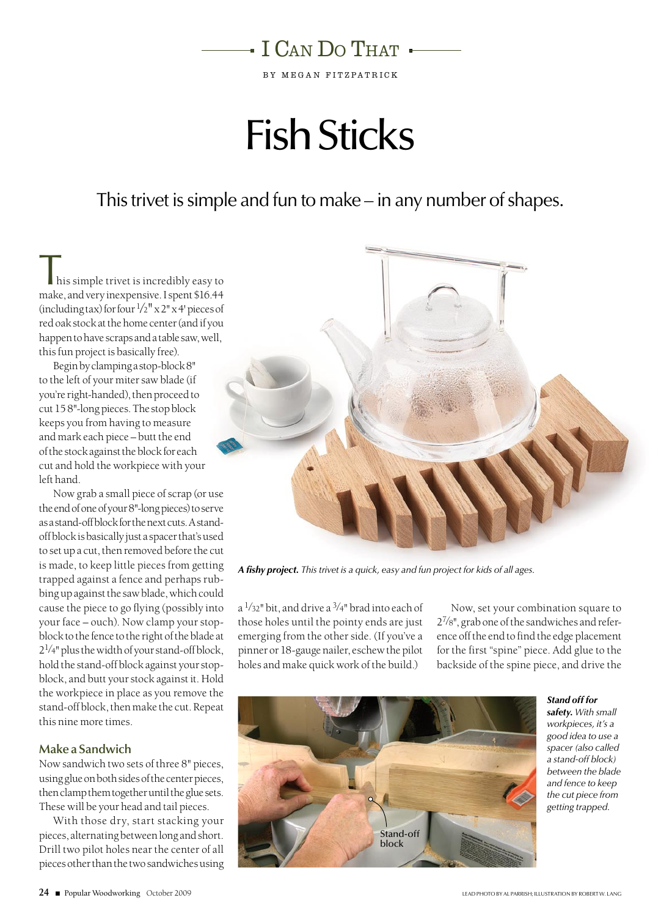I CAN DO THAT

BY MEGAN FITZPATRICK

# Fish Sticks

## This trivet is simple and fun to make – in any number of shapes.

This simple trivet is incredibly easy to make, and very inexpensive. I spent $16.44 (including tax) for four 1/2" x 2" x 4' pieces of red oak stock at the home center (and if you happen to have scraps and a table saw, well, this fun project is basically free).

Begin by clamping a stop-block 8" to the left of your miter saw blade (if you're right-handed), then proceed to cut 15 8"-long pieces. The stop block keeps you from having to measure and mark each piece – butt the end of the stock against the block for each cut and hold the workpiece with your left hand.

Now grab a small piece of scrap (or use the end of one of your 8"-long pieces) to serve as a stand-off block for the next cuts. A stand-off block is basically just a spacer that's used to set up a cut, then removed before the cut is made, to keep little pieces from getting trapped against a fence and perhaps rubbing up against the saw blade, which could cause the piece to go flying (possibly into your face – ouch). Now clamp your stop-block to the fence to the right of the blade at 2 1/4" plus the width of your stand-off block, hold the stand-off block against your stop-block, and butt your stock against it. Hold the workpiece in place as you remove the stand-off block, then make the cut. Repeat this nine more times.

### Make a Sandwich

Now sandwich two sets of three 8" pieces, using glue on both sides of the center pieces, then clamp them together until the glue sets. These will be your head and tail pieces.

With those dry, start stacking your pieces, alternating between long and short. Drill two pilot holes near the center of all pieces other than the two sandwiches using a 1/32" bit, and drive a 3/4" brad into each of those holes until the pointy ends are just emerging from the other side. (If you've a pinner or 18-gauge nailer, eschew the pilot holes and make quick work of the build.)

Now, set your combination square to 2 7/8", grab one of the sandwiches and reference off the end to find the edge placement for the first "spine" piece. Add glue to the backside of the spine piece, and drive the

***A fishy project.*** *This trivet is a quick, easy and fun project for kids of all ages.*

Stand-off block

***Stand off for safety.*** *With small workpieces, it's a good idea to use a spacer (also called a stand-off block) between the blade and fence to keep the cut piece from getting trapped.*

LEAD PHOTO BY AL PARRISH; ILLUSTRATION BY ROBERT W. LANG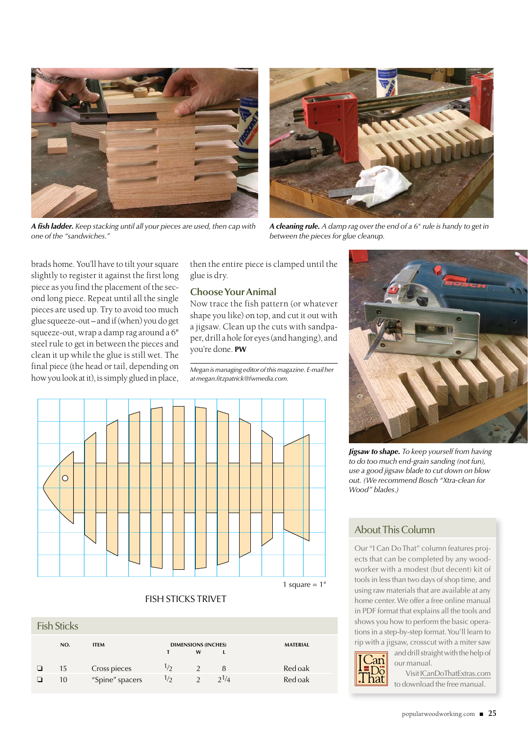***A fish ladder.*** *Keep stacking until all your pieces are used, then cap with one of the "sandwiches."*

***A cleaning rule.*** *A damp rag over the end of a 6" rule is handy to get in between the pieces for glue cleanup.*

brads home. You'll have to tilt your square slightly to register it against the first long piece as you find the placement of the second long piece. Repeat until all the single pieces are used up. Try to avoid too much glue squeeze-out – and if (when) you do get squeeze-out, wrap a damp rag around a 6" steel rule to get in between the pieces and clean it up while the glue is still wet. The final piece (the head or tail, depending on how you look at it), is simply glued in place, then the entire piece is clamped until the glue is dry.

## Choose Your Animal

Now trace the fish pattern (or whatever shape you like) on top, and cut it out with a jigsaw. Clean up the cuts with sandpaper, drill a hole for eyes (and hanging), and you're done. **PW**

*Megan is managing editor of this magazine. E-mail her at megan.fitzpatrick@fwmedia.com.*

***Jigsaw to shape.*** *To keep yourself from having to do too much end-grain sanding (not fun), use a good jigsaw blade to cut down on blow out. (We recommend Bosch "Xtra-clean for Wood" blades.)*

1 square = 1"

FISH STICKS TRIVET

## Fish Sticks

| | NO. | ITEM | DIMENSIONS (INCHES) T | W | L | MATERIAL |
|---|---|---|---|---|---|---|
| ❑ | 15 | Cross pieces | 1/2 | 2 | 8 | Red oak |
| ❑ | 10 | "Spine" spacers | 1/2 | 2 | 2 1/4 | Red oak |

## About This Column

Our "I Can Do That" column features projects that can be completed by any woodworker with a modest (but decent) kit of tools in less than two days of shop time, and using raw materials that are available at any home center. We offer a free online manual in PDF format that explains all the tools and shows you how to perform the basic operations in a step-by-step format. You'll learn to rip with a jigsaw, crosscut with a miter saw and drill straight with the help of our manual.

Visit ICanDoThatExtras.com to download the free manual.